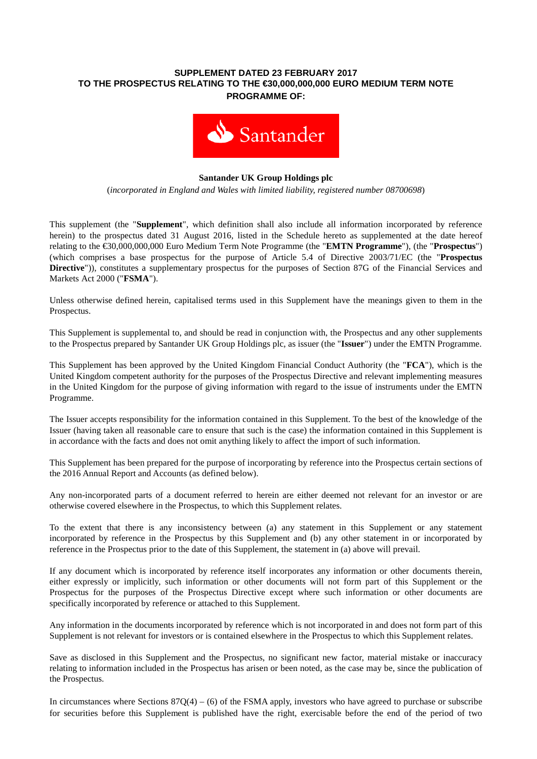**SUPPLEMENT DATED 23 FEBRUARY 2017**
**TO THE PROSPECTUS RELATING TO THE €30,000,000,000 EURO MEDIUM TERM NOTE PROGRAMME OF:**

Santander

**Santander UK Group Holdings plc**

(*incorporated in England and Wales with limited liability, registered number 08700698*)

This supplement (the "**Supplement**", which definition shall also include all information incorporated by reference herein) to the prospectus dated 31 August 2016, listed in the Schedule hereto as supplemented at the date hereof relating to the €30,000,000,000 Euro Medium Term Note Programme (the "**EMTN Programme**"), (the "**Prospectus**") (which comprises a base prospectus for the purpose of Article 5.4 of Directive 2003/71/EC (the "**Prospectus Directive**")), constitutes a supplementary prospectus for the purposes of Section 87G of the Financial Services and Markets Act 2000 ("**FSMA**").

Unless otherwise defined herein, capitalised terms used in this Supplement have the meanings given to them in the Prospectus.

This Supplement is supplemental to, and should be read in conjunction with, the Prospectus and any other supplements to the Prospectus prepared by Santander UK Group Holdings plc, as issuer (the "**Issuer**") under the EMTN Programme.

This Supplement has been approved by the United Kingdom Financial Conduct Authority (the "**FCA**"), which is the United Kingdom competent authority for the purposes of the Prospectus Directive and relevant implementing measures in the United Kingdom for the purpose of giving information with regard to the issue of instruments under the EMTN Programme.

The Issuer accepts responsibility for the information contained in this Supplement. To the best of the knowledge of the Issuer (having taken all reasonable care to ensure that such is the case) the information contained in this Supplement is in accordance with the facts and does not omit anything likely to affect the import of such information.

This Supplement has been prepared for the purpose of incorporating by reference into the Prospectus certain sections of the 2016 Annual Report and Accounts (as defined below).

Any non-incorporated parts of a document referred to herein are either deemed not relevant for an investor or are otherwise covered elsewhere in the Prospectus, to which this Supplement relates.

To the extent that there is any inconsistency between (a) any statement in this Supplement or any statement incorporated by reference in the Prospectus by this Supplement and (b) any other statement in or incorporated by reference in the Prospectus prior to the date of this Supplement, the statement in (a) above will prevail.

If any document which is incorporated by reference itself incorporates any information or other documents therein, either expressly or implicitly, such information or other documents will not form part of this Supplement or the Prospectus for the purposes of the Prospectus Directive except where such information or other documents are specifically incorporated by reference or attached to this Supplement.

Any information in the documents incorporated by reference which is not incorporated in and does not form part of this Supplement is not relevant for investors or is contained elsewhere in the Prospectus to which this Supplement relates.

Save as disclosed in this Supplement and the Prospectus, no significant new factor, material mistake or inaccuracy relating to information included in the Prospectus has arisen or been noted, as the case may be, since the publication of the Prospectus.

In circumstances where Sections 87Q(4) – (6) of the FSMA apply, investors who have agreed to purchase or subscribe for securities before this Supplement is published have the right, exercisable before the end of the period of two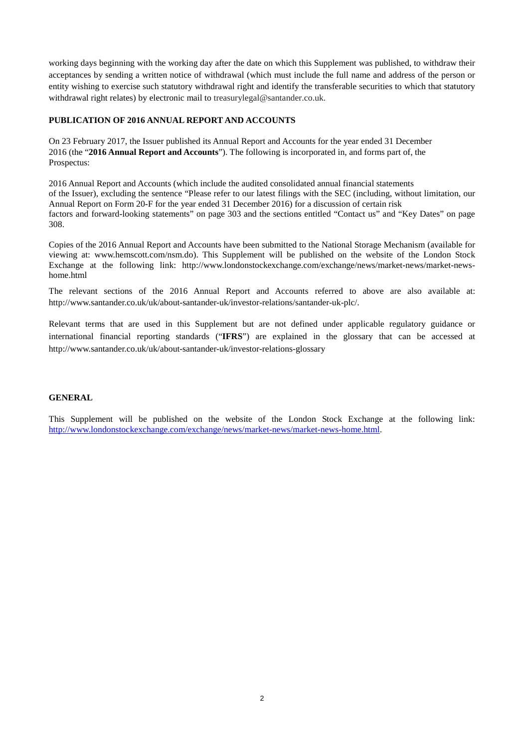working days beginning with the working day after the date on which this Supplement was published, to withdraw their acceptances by sending a written notice of withdrawal (which must include the full name and address of the person or entity wishing to exercise such statutory withdrawal right and identify the transferable securities to which that statutory withdrawal right relates) by electronic mail to treasurylegal@santander.co.uk.

**PUBLICATION OF 2016 ANNUAL REPORT AND ACCOUNTS**

On 23 February 2017, the Issuer published its Annual Report and Accounts for the year ended 31 December 2016 (the "**2016 Annual Report and Accounts**"). The following is incorporated in, and forms part of, the Prospectus:

2016 Annual Report and Accounts (which include the audited consolidated annual financial statements of the Issuer), excluding the sentence "Please refer to our latest filings with the SEC (including, without limitation, our Annual Report on Form 20-F for the year ended 31 December 2016) for a discussion of certain risk factors and forward-looking statements" on page 303 and the sections entitled "Contact us" and "Key Dates" on page 308.

Copies of the 2016 Annual Report and Accounts have been submitted to the National Storage Mechanism (available for viewing at: www.hemscott.com/nsm.do). This Supplement will be published on the website of the London Stock Exchange at the following link: http://www.londonstockexchange.com/exchange/news/market-news/market-news-home.html

The relevant sections of the 2016 Annual Report and Accounts referred to above are also available at: http://www.santander.co.uk/uk/about-santander-uk/investor-relations/santander-uk-plc/.

Relevant terms that are used in this Supplement but are not defined under applicable regulatory guidance or international financial reporting standards ("**IFRS**") are explained in the glossary that can be accessed at http://www.santander.co.uk/uk/about-santander-uk/investor-relations-glossary

**GENERAL**

This Supplement will be published on the website of the London Stock Exchange at the following link: http://www.londonstockexchange.com/exchange/news/market-news/market-news-home.html.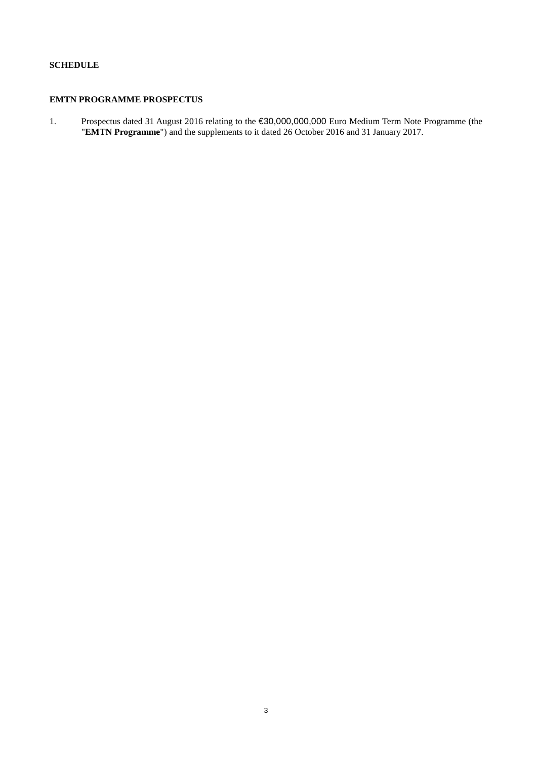**SCHEDULE**

**EMTN PROGRAMME PROSPECTUS**

1. Prospectus dated 31 August 2016 relating to the €30,000,000,000 Euro Medium Term Note Programme (the "**EMTN Programme**") and the supplements to it dated 26 October 2016 and 31 January 2017.